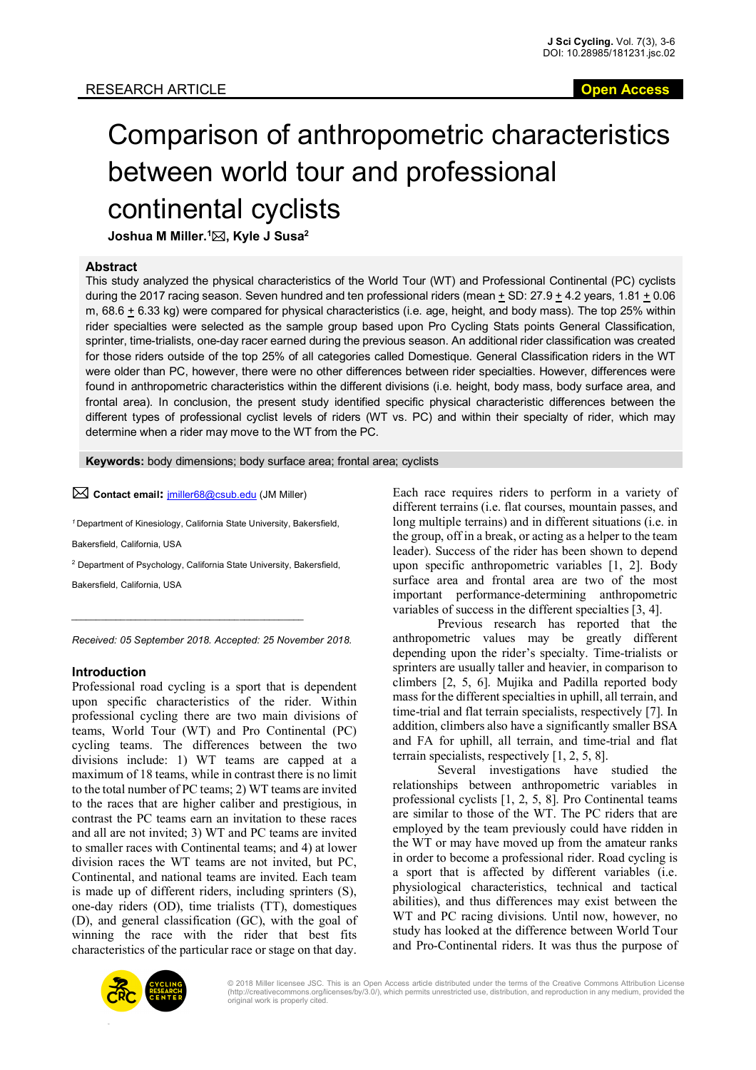RESEARCH ARTICLE

Open Access

# Comparison of anthropometric characteristics between world tour and professional continental cyclists

**Joshua M Miller.[1]✉, Kyle J Susa[2]**

## Abstract

This study analyzed the physical characteristics of the World Tour (WT) and Professional Continental (PC) cyclists during the 2017 racing season. Seven hundred and ten professional riders (mean + SD: 27.9 + 4.2 years, 1.81 + 0.06 m, 68.6 + 6.33 kg) were compared for physical characteristics (i.e. age, height, and body mass). The top 25% within rider specialties were selected as the sample group based upon Pro Cycling Stats points General Classification, sprinter, time-trialists, one-day racer earned during the previous season. An additional rider classification was created for those riders outside of the top 25% of all categories called Domestique. General Classification riders in the WT were older than PC, however, there were no other differences between rider specialties. However, differences were found in anthropometric characteristics within the different divisions (i.e. height, body mass, body surface area, and frontal area). In conclusion, the present study identified specific physical characteristic differences between the different types of professional cyclist levels of riders (WT vs. PC) and within their specialty of rider, which may determine when a rider may move to the WT from the PC.

**Keywords:** body dimensions; body surface area; frontal area; cyclists

✉ **Contact email:** jmiller68@csub.edu (JM Miller)

[1] Department of Kinesiology, California State University, Bakersfield, Bakersfield, California, USA

[2] Department of Psychology, California State University, Bakersfield, Bakersfield, California, USA

*Received: 05 September 2018. Accepted: 25 November 2018.*

## Introduction

Professional road cycling is a sport that is dependent upon specific characteristics of the rider. Within professional cycling there are two main divisions of teams, World Tour (WT) and Pro Continental (PC) cycling teams. The differences between the two divisions include: 1) WT teams are capped at a maximum of 18 teams, while in contrast there is no limit to the total number of PC teams; 2) WT teams are invited to the races that are higher caliber and prestigious, in contrast the PC teams earn an invitation to these races and all are not invited; 3) WT and PC teams are invited to smaller races with Continental teams; and 4) at lower division races the WT teams are not invited, but PC, Continental, and national teams are invited. Each team is made up of different riders, including sprinters (S), one-day riders (OD), time trialists (TT), domestiques (D), and general classification (GC), with the goal of winning the race with the rider that best fits characteristics of the particular race or stage on that day. Each race requires riders to perform in a variety of different terrains (i.e. flat courses, mountain passes, and long multiple terrains) and in different situations (i.e. in the group, off in a break, or acting as a helper to the team leader). Success of the rider has been shown to depend upon specific anthropometric variables [1, 2]. Body surface area and frontal area are two of the most important performance-determining anthropometric variables of success in the different specialties [3, 4].

Previous research has reported that the anthropometric values may be greatly different depending upon the rider's specialty. Time-trialists or sprinters are usually taller and heavier, in comparison to climbers [2, 5, 6]. Mujika and Padilla reported body mass for the different specialties in uphill, all terrain, and time-trial and flat terrain specialists, respectively [7]. In addition, climbers also have a significantly smaller BSA and FA for uphill, all terrain, and time-trial and flat terrain specialists, respectively [1, 2, 5, 8].

Several investigations have studied the relationships between anthropometric variables in professional cyclists [1, 2, 5, 8]. Pro Continental teams are similar to those of the WT. The PC riders that are employed by the team previously could have ridden in the WT or may have moved up from the amateur ranks in order to become a professional rider. Road cycling is a sport that is affected by different variables (i.e. physiological characteristics, technical and tactical abilities), and thus differences may exist between the WT and PC racing divisions. Until now, however, no study has looked at the difference between World Tour and Pro-Continental riders. It was thus the purpose of

© 2018 Miller licensee JSC. This is an Open Access article distributed under the terms of the Creative Commons Attribution License (http://creativecommons.org/licenses/by/3.0/), which permits unrestricted use, distribution, and reproduction in any medium, provided the original work is properly cited.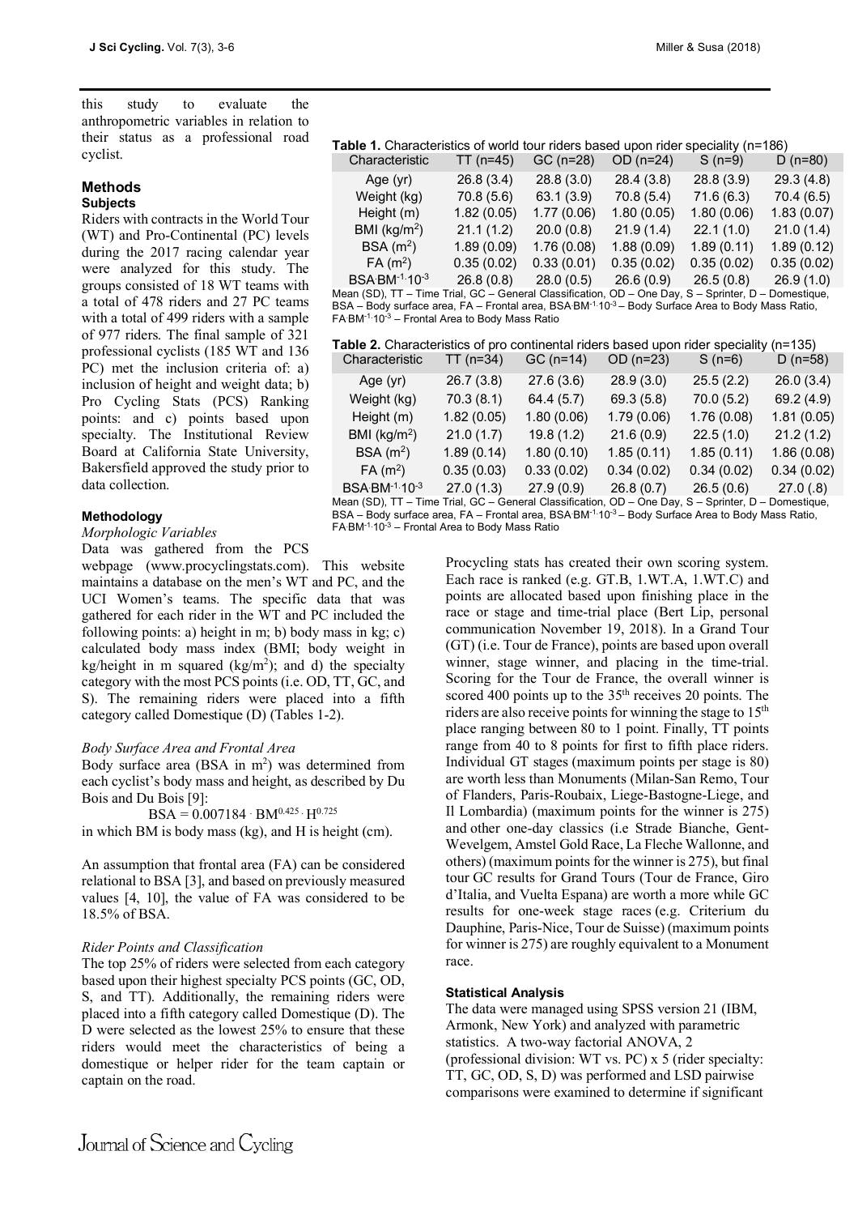this study to evaluate the anthropometric variables in relation to their status as a professional road cyclist.

## Methods

### Subjects

Riders with contracts in the World Tour (WT) and Pro-Continental (PC) levels during the 2017 racing calendar year were analyzed for this study. The groups consisted of 18 WT teams with a total of 478 riders and 27 PC teams with a total of 499 riders with a sample of 977 riders. The final sample of 321 professional cyclists (185 WT and 136 PC) met the inclusion criteria of: a) inclusion of height and weight data; b) Pro Cycling Stats (PCS) Ranking points: and c) points based upon specialty. The Institutional Review Board at California State University, Bakersfield approved the study prior to data collection.

### Methodology

*Morphologic Variables*

Data was gathered from the PCS webpage (www.procyclingstats.com). This website maintains a database on the men's WT and PC, and the UCI Women's teams. The specific data that was gathered for each rider in the WT and PC included the following points: a) height in m; b) body mass in kg; c) calculated body mass index (BMI; body weight in kg/height in m squared ($kg/m^2$); and d) the specialty category with the most PCS points (i.e. OD, TT, GC, and S). The remaining riders were placed into a fifth category called Domestique (D) (Tables 1-2).

**Table 1.** Characteristics of world tour riders based upon rider speciality (n=186)

| Characteristic | TT (n=45) | GC (n=28) | OD (n=24) | S (n=9) | D (n=80) |
|---|---|---|---|---|---|
| Age (yr) | 26.8 (3.4) | 28.8 (3.0) | 28.4 (3.8) | 28.8 (3.9) | 29.3 (4.8) |
| Weight (kg) | 70.8 (5.6) | 63.1 (3.9) | 70.8 (5.4) | 71.6 (6.3) | 70.4 (6.5) |
| Height (m) | 1.82 (0.05) | 1.77 (0.06) | 1.80 (0.05) | 1.80 (0.06) | 1.83 (0.07) |
| BMI ($kg/m^2$) | 21.1 (1.2) | 20.0 (0.8) | 21.9 (1.4) | 22.1 (1.0) | 21.0 (1.4) |
| BSA ($m^2$) | 1.89 (0.09) | 1.76 (0.08) | 1.88 (0.09) | 1.89 (0.11) | 1.89 (0.12) |
| FA ($m^2$) | 0.35 (0.02) | 0.33 (0.01) | 0.35 (0.02) | 0.35 (0.02) | 0.35 (0.02) |
| $BSA \cdot BM^{-1} \cdot 10^{-3}$ | 26.8 (0.8) | 28.0 (0.5) | 26.6 (0.9) | 26.5 (0.8) | 26.9 (1.0) |

Mean (SD), TT – Time Trial, GC – General Classification, OD – One Day, S – Sprinter, D – Domestique, BSA – Body surface area, FA – Frontal area, $BSA \cdot BM^{-1} \cdot 10^{-3}$ – Body Surface Area to Body Mass Ratio, $FA \cdot BM^{-1} \cdot 10^{-3}$ – Frontal Area to Body Mass Ratio

**Table 2.** Characteristics of pro continental riders based upon rider speciality (n=135)

| Characteristic | TT (n=34) | GC (n=14) | OD (n=23) | S (n=6) | D (n=58) |
|---|---|---|---|---|---|
| Age (yr) | 26.7 (3.8) | 27.6 (3.6) | 28.9 (3.0) | 25.5 (2.2) | 26.0 (3.4) |
| Weight (kg) | 70.3 (8.1) | 64.4 (5.7) | 69.3 (5.8) | 70.0 (5.2) | 69.2 (4.9) |
| Height (m) | 1.82 (0.05) | 1.80 (0.06) | 1.79 (0.06) | 1.76 (0.08) | 1.81 (0.05) |
| BMI ($kg/m^2$) | 21.0 (1.7) | 19.8 (1.2) | 21.6 (0.9) | 22.5 (1.0) | 21.2 (1.2) |
| BSA ($m^2$) | 1.89 (0.14) | 1.80 (0.10) | 1.85 (0.11) | 1.85 (0.11) | 1.86 (0.08) |
| FA ($m^2$) | 0.35 (0.03) | 0.33 (0.02) | 0.34 (0.02) | 0.34 (0.02) | 0.34 (0.02) |
| $BSA \cdot BM^{-1} \cdot 10^{-3}$ | 27.0 (1.3) | 27.9 (0.9) | 26.8 (0.7) | 26.5 (0.6) | 27.0 (.8) |

Mean (SD), TT – Time Trial, GC – General Classification, OD – One Day, S – Sprinter, D – Domestique, BSA – Body surface area, FA – Frontal area, $BSA \cdot BM^{-1} \cdot 10^{-3}$ – Body Surface Area to Body Mass Ratio, $FA \cdot BM^{-1} \cdot 10^{-3}$ – Frontal Area to Body Mass Ratio

*Body Surface Area and Frontal Area*

Body surface area (BSA in $m^2$) was determined from each cyclist's body mass and height, as described by Du Bois and Du Bois [9]:

$$BSA = 0.007184 \cdot BM^{0.425} \cdot H^{0.725}$$

in which BM is body mass (kg), and H is height (cm).

An assumption that frontal area (FA) can be considered relational to BSA [3], and based on previously measured values [4, 10], the value of FA was considered to be 18.5% of BSA.

*Rider Points and Classification*

The top 25% of riders were selected from each category based upon their highest specialty PCS points (GC, OD, S, and TT). Additionally, the remaining riders were placed into a fifth category called Domestique (D). The D were selected as the lowest 25% to ensure that these riders would meet the characteristics of being a domestique or helper rider for the team captain or captain on the road.

Procycling stats has created their own scoring system. Each race is ranked (e.g. GT.B, 1.WT.A, 1.WT.C) and points are allocated based upon finishing place in the race or stage and time-trial place (Bert Lip, personal communication November 19, 2018). In a Grand Tour (GT) (i.e. Tour de France), points are based upon overall winner, stage winner, and placing in the time-trial. Scoring for the Tour de France, the overall winner is scored 400 points up to the 35[th] receives 20 points. The riders are also receive points for winning the stage to 15[th] place ranging between 80 to 1 point. Finally, TT points range from 40 to 8 points for first to fifth place riders. Individual GT stages (maximum points per stage is 80) are worth less than Monuments (Milan-San Remo, Tour of Flanders, Paris-Roubaix, Liege-Bastogne-Liege, and Il Lombardia) (maximum points for the winner is 275) and other one-day classics (i.e Strade Bianche, Gent-Wevelgem, Amstel Gold Race, La Fleche Wallonne, and others) (maximum points for the winner is 275), but final tour GC results for Grand Tours (Tour de France, Giro d'Italia, and Vuelta Espana) are worth a more while GC results for one-week stage races (e.g. Criterium du Dauphine, Paris-Nice, Tour de Suisse) (maximum points for winner is 275) are roughly equivalent to a Monument race.

### Statistical Analysis

The data were managed using SPSS version 21 (IBM, Armonk, New York) and analyzed with parametric statistics. A two-way factorial ANOVA, 2 (professional division: WT vs. PC) x 5 (rider specialty: TT, GC, OD, S, D) was performed and LSD pairwise comparisons were examined to determine if significant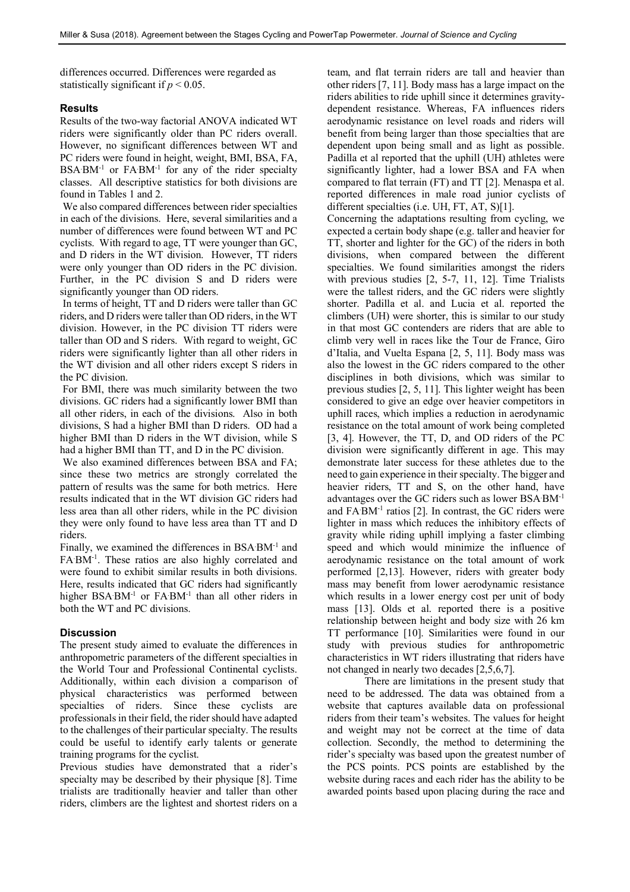differences occurred. Differences were regarded as statistically significant if $p < 0.05$.

## Results

Results of the two-way factorial ANOVA indicated WT riders were significantly older than PC riders overall. However, no significant differences between WT and PC riders were found in height, weight, BMI, BSA, FA, $BSA{\cdot}BM^{-1}$ or $FA{\cdot}BM^{-1}$ for any of the rider specialty classes. All descriptive statistics for both divisions are found in Tables 1 and 2.

We also compared differences between rider specialties in each of the divisions. Here, several similarities and a number of differences were found between WT and PC cyclists. With regard to age, TT were younger than GC, and D riders in the WT division. However, TT riders were only younger than OD riders in the PC division. Further, in the PC division S and D riders were significantly younger than OD riders.

In terms of height, TT and D riders were taller than GC riders, and D riders were taller than OD riders, in the WT division. However, in the PC division TT riders were taller than OD and S riders. With regard to weight, GC riders were significantly lighter than all other riders in the WT division and all other riders except S riders in the PC division.

For BMI, there was much similarity between the two divisions. GC riders had a significantly lower BMI than all other riders, in each of the divisions. Also in both divisions, S had a higher BMI than D riders. OD had a higher BMI than D riders in the WT division, while S had a higher BMI than TT, and D in the PC division.

We also examined differences between BSA and FA; since these two metrics are strongly correlated the pattern of results was the same for both metrics. Here results indicated that in the WT division GC riders had less area than all other riders, while in the PC division they were only found to have less area than TT and D riders.

Finally, we examined the differences in $BSA{\cdot}BM^{-1}$ and $FA{\cdot}BM^{-1}$. These ratios are also highly correlated and were found to exhibit similar results in both divisions. Here, results indicated that GC riders had significantly higher $BSA{\cdot}BM^{-1}$ or $FA{\cdot}BM^{-1}$ than all other riders in both the WT and PC divisions.

## Discussion

The present study aimed to evaluate the differences in anthropometric parameters of the different specialties in the World Tour and Professional Continental cyclists. Additionally, within each division a comparison of physical characteristics was performed between specialties of riders. Since these cyclists are professionals in their field, the rider should have adapted to the challenges of their particular specialty. The results could be useful to identify early talents or generate training programs for the cyclist.

Previous studies have demonstrated that a rider's specialty may be described by their physique [8]. Time trialists are traditionally heavier and taller than other riders, climbers are the lightest and shortest riders on a team, and flat terrain riders are tall and heavier than other riders [7, 11]. Body mass has a large impact on the riders abilities to ride uphill since it determines gravity-dependent resistance. Whereas, FA influences riders aerodynamic resistance on level roads and riders will benefit from being larger than those specialties that are dependent upon being small and as light as possible. Padilla et al reported that the uphill (UH) athletes were significantly lighter, had a lower BSA and FA when compared to flat terrain (FT) and TT [2]. Menaspa et al. reported differences in male road junior cyclists of different specialties (i.e. UH, FT, AT, S)[1].

Concerning the adaptations resulting from cycling, we expected a certain body shape (e.g. taller and heavier for TT, shorter and lighter for the GC) of the riders in both divisions, when compared between the different specialties. We found similarities amongst the riders with previous studies [2, 5-7, 11, 12]. Time Trialists were the tallest riders, and the GC riders were slightly shorter. Padilla et al. and Lucia et al. reported the climbers (UH) were shorter, this is similar to our study in that most GC contenders are riders that are able to climb very well in races like the Tour de France, Giro d'Italia, and Vuelta Espana [2, 5, 11]. Body mass was also the lowest in the GC riders compared to the other disciplines in both divisions, which was similar to previous studies [2, 5, 11]. This lighter weight has been considered to give an edge over heavier competitors in uphill races, which implies a reduction in aerodynamic resistance on the total amount of work being completed [3, 4]. However, the TT, D, and OD riders of the PC division were significantly different in age. This may demonstrate later success for these athletes due to the need to gain experience in their specialty. The bigger and heavier riders, TT and S, on the other hand, have advantages over the GC riders such as lower $BSA{\cdot}BM^{-1}$ and $FA{\cdot}BM^{-1}$ ratios [2]. In contrast, the GC riders were lighter in mass which reduces the inhibitory effects of gravity while riding uphill implying a faster climbing speed and which would minimize the influence of aerodynamic resistance on the total amount of work performed [2,13]. However, riders with greater body mass may benefit from lower aerodynamic resistance which results in a lower energy cost per unit of body mass [13]. Olds et al. reported there is a positive relationship between height and body size with 26 km TT performance [10]. Similarities were found in our study with previous studies for anthropometric characteristics in WT riders illustrating that riders have not changed in nearly two decades [2,5,6,7].

There are limitations in the present study that need to be addressed. The data was obtained from a website that captures available data on professional riders from their team's websites. The values for height and weight may not be correct at the time of data collection. Secondly, the method to determining the rider's specialty was based upon the greatest number of the PCS points. PCS points are established by the website during races and each rider has the ability to be awarded points based upon placing during the race and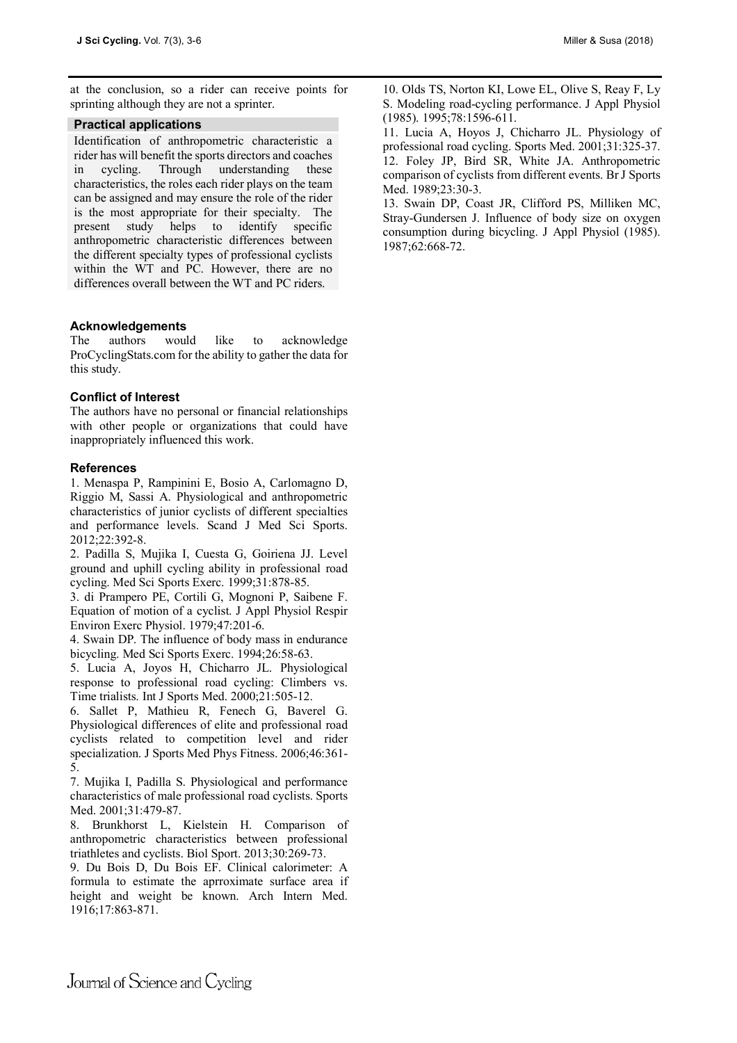at the conclusion, so a rider can receive points for sprinting although they are not a sprinter.

### Practical applications

Identification of anthropometric characteristic a rider has will benefit the sports directors and coaches in cycling. Through understanding these characteristics, the roles each rider plays on the team can be assigned and may ensure the role of the rider is the most appropriate for their specialty. The present study helps to identify specific anthropometric characteristic differences between the different specialty types of professional cyclists within the WT and PC. However, there are no differences overall between the WT and PC riders.

### Acknowledgements

The authors would like to acknowledge ProCyclingStats.com for the ability to gather the data for this study.

### Conflict of Interest

The authors have no personal or financial relationships with other people or organizations that could have inappropriately influenced this work.

### References

1. Menaspa P, Rampinini E, Bosio A, Carlomagno D, Riggio M, Sassi A. Physiological and anthropometric characteristics of junior cyclists of different specialties and performance levels. Scand J Med Sci Sports. 2012;22:392-8.
2. Padilla S, Mujika I, Cuesta G, Goiriena JJ. Level ground and uphill cycling ability in professional road cycling. Med Sci Sports Exerc. 1999;31:878-85.
3. di Prampero PE, Cortili G, Mognoni P, Saibene F. Equation of motion of a cyclist. J Appl Physiol Respir Environ Exerc Physiol. 1979;47:201-6.
4. Swain DP. The influence of body mass in endurance bicycling. Med Sci Sports Exerc. 1994;26:58-63.
5. Lucia A, Joyos H, Chicharro JL. Physiological response to professional road cycling: Climbers vs. Time trialists. Int J Sports Med. 2000;21:505-12.
6. Sallet P, Mathieu R, Fenech G, Baverel G. Physiological differences of elite and professional road cyclists related to competition level and rider specialization. J Sports Med Phys Fitness. 2006;46:361-5.
7. Mujika I, Padilla S. Physiological and performance characteristics of male professional road cyclists. Sports Med. 2001;31:479-87.
8. Brunkhorst L, Kielstein H. Comparison of anthropometric characteristics between professional triathletes and cyclists. Biol Sport. 2013;30:269-73.
9. Du Bois D, Du Bois EF. Clinical calorimeter: A formula to estimate the aprroximate surface area if height and weight be known. Arch Intern Med. 1916;17:863-871.
10. Olds TS, Norton KI, Lowe EL, Olive S, Reay F, Ly S. Modeling road-cycling performance. J Appl Physiol (1985). 1995;78:1596-611.
11. Lucia A, Hoyos J, Chicharro JL. Physiology of professional road cycling. Sports Med. 2001;31:325-37.
12. Foley JP, Bird SR, White JA. Anthropometric comparison of cyclists from different events. Br J Sports Med. 1989;23:30-3.
13. Swain DP, Coast JR, Clifford PS, Milliken MC, Stray-Gundersen J. Influence of body size on oxygen consumption during bicycling. J Appl Physiol (1985). 1987;62:668-72.